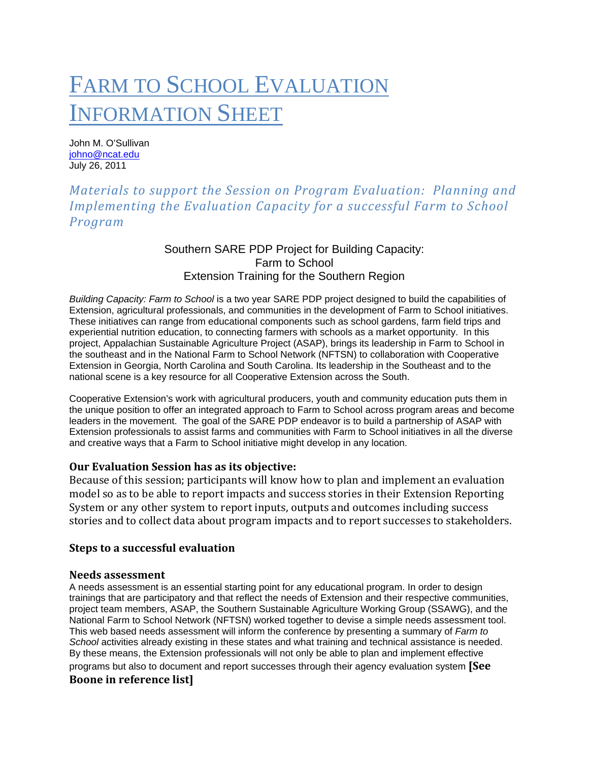# Farm to School Evaluation Information Sheet

John M. O'Sullivan
johno@ncat.edu
July 26, 2011

*Materials to support the Session on Program Evaluation: Planning and Implementing the Evaluation Capacity for a successful Farm to School Program*

Southern SARE PDP Project for Building Capacity:
Farm to School
Extension Training for the Southern Region

*Building Capacity: Farm to School* is a two year SARE PDP project designed to build the capabilities of Extension, agricultural professionals, and communities in the development of Farm to School initiatives. These initiatives can range from educational components such as school gardens, farm field trips and experiential nutrition education, to connecting farmers with schools as a market opportunity. In this project, Appalachian Sustainable Agriculture Project (ASAP), brings its leadership in Farm to School in the southeast and in the National Farm to School Network (NFTSN) to collaboration with Cooperative Extension in Georgia, North Carolina and South Carolina. Its leadership in the Southeast and to the national scene is a key resource for all Cooperative Extension across the South.

Cooperative Extension's work with agricultural producers, youth and community education puts them in the unique position to offer an integrated approach to Farm to School across program areas and become leaders in the movement. The goal of the SARE PDP endeavor is to build a partnership of ASAP with Extension professionals to assist farms and communities with Farm to School initiatives in all the diverse and creative ways that a Farm to School initiative might develop in any location.

### Our Evaluation Session has as its objective:

Because of this session; participants will know how to plan and implement an evaluation model so as to be able to report impacts and success stories in their Extension Reporting System or any other system to report inputs, outputs and outcomes including success stories and to collect data about program impacts and to report successes to stakeholders.

### Steps to a successful evaluation

#### Needs assessment

A needs assessment is an essential starting point for any educational program. In order to design trainings that are participatory and that reflect the needs of Extension and their respective communities, project team members, ASAP, the Southern Sustainable Agriculture Working Group (SSAWG), and the National Farm to School Network (NFTSN) worked together to devise a simple needs assessment tool. This web based needs assessment will inform the conference by presenting a summary of *Farm to School* activities already existing in these states and what training and technical assistance is needed. By these means, the Extension professionals will not only be able to plan and implement effective programs but also to document and report successes through their agency evaluation system **[See Boone in reference list]**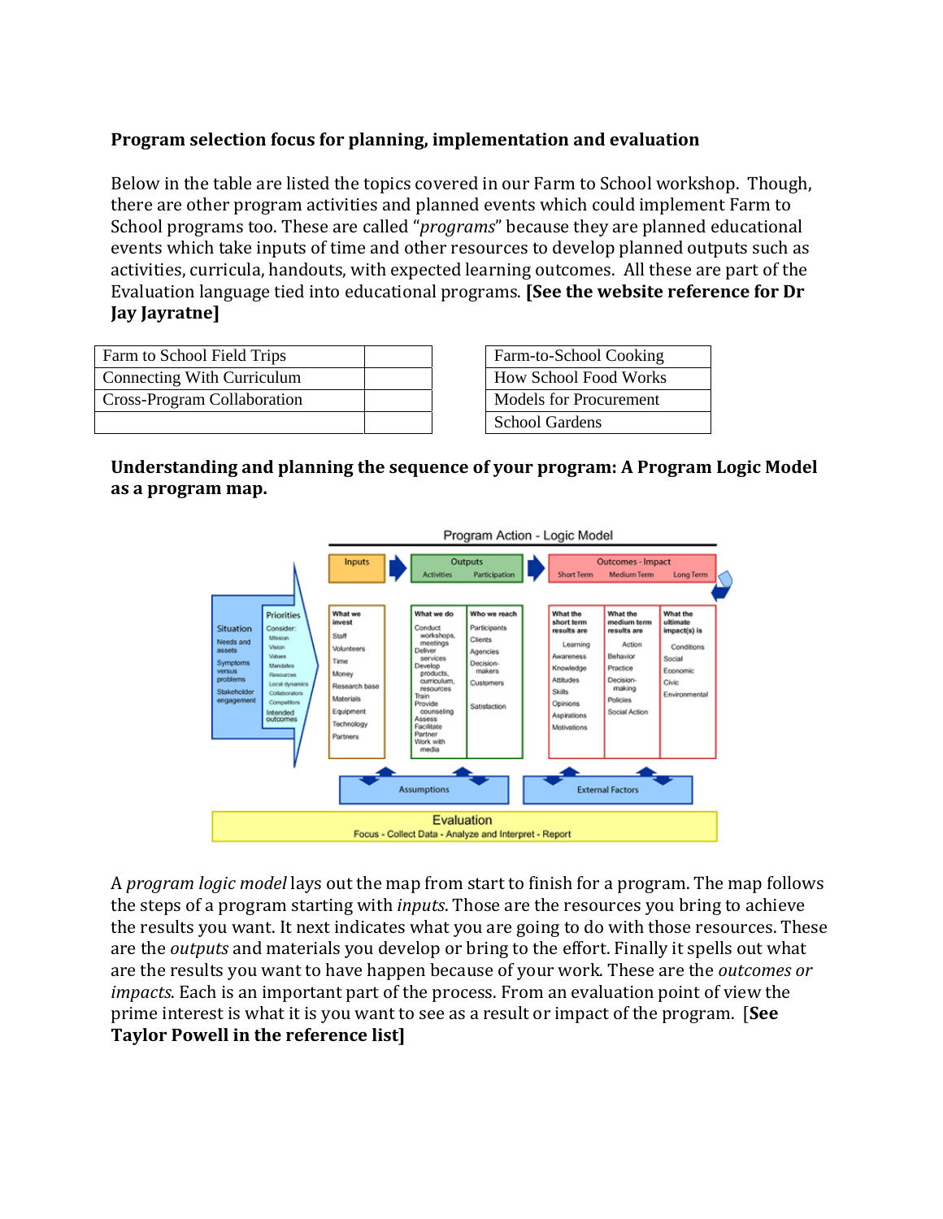**Program selection focus for planning, implementation and evaluation**

Below in the table are listed the topics covered in our Farm to School workshop. Though, there are other program activities and planned events which could implement Farm to School programs too. These are called "*programs*" because they are planned educational events which take inputs of time and other resources to develop planned outputs such as activities, curricula, handouts, with expected learning outcomes. All these are part of the Evaluation language tied into educational programs. **[See the website reference for Dr Jay Jayratne]**

| Farm to School Field Trips | |
|---|---|
| Connecting With Curriculum | |
| Cross-Program Collaboration | |
| | |

| Farm-to-School Cooking |
|---|
| How School Food Works |
| Models for Procurement |
| School Gardens |

**Understanding and planning the sequence of your program: A Program Logic Model as a program map.**

Program Action - Logic Model

| Situation | Priorities | Inputs | Outputs: Activities | Outputs: Participation | Outcomes - Impact: Short Term | Outcomes - Impact: Medium Term | Outcomes - Impact: Long Term |
|---|---|---|---|---|---|---|---|
| Needs and assets; Symptoms versus problems; Stakeholder engagement | Consider: Mission, Vision, Values, Mandates, Resources, Local dynamics, Collaborators, Competitors; Intended outcomes | What we invest: Staff, Volunteers, Time, Money, Research base, Materials, Equipment, Technology, Partners | What we do: Conduct workshops, meetings; Deliver services; Develop products, curriculum, resources; Train; Provide counseling; Assess; Facilitate; Partner; Work with media | Who we reach: Participants, Clients, Agencies, Decision-makers, Customers; Satisfaction | What the short term results are: Learning; Awareness, Knowledge, Attitudes, Skills, Opinions, Aspirations, Motivations | What the medium term results are: Action; Behavior, Practice, Decision-making, Policies, Social Action | What the ultimate impact(s) is: Conditions; Social, Economic, Civic, Environmental |

Assumptions — External Factors

Evaluation: Focus - Collect Data - Analyze and Interpret - Report

A *program logic model* lays out the map from start to finish for a program. The map follows the steps of a program starting with *inputs*. Those are the resources you bring to achieve the results you want. It next indicates what you are going to do with those resources. These are the *outputs* and materials you develop or bring to the effort. Finally it spells out what are the results you want to have happen because of your work. These are the *outcomes or impacts*. Each is an important part of the process. From an evaluation point of view the prime interest is what it is you want to see as a result or impact of the program. **[See Taylor Powell in the reference list]**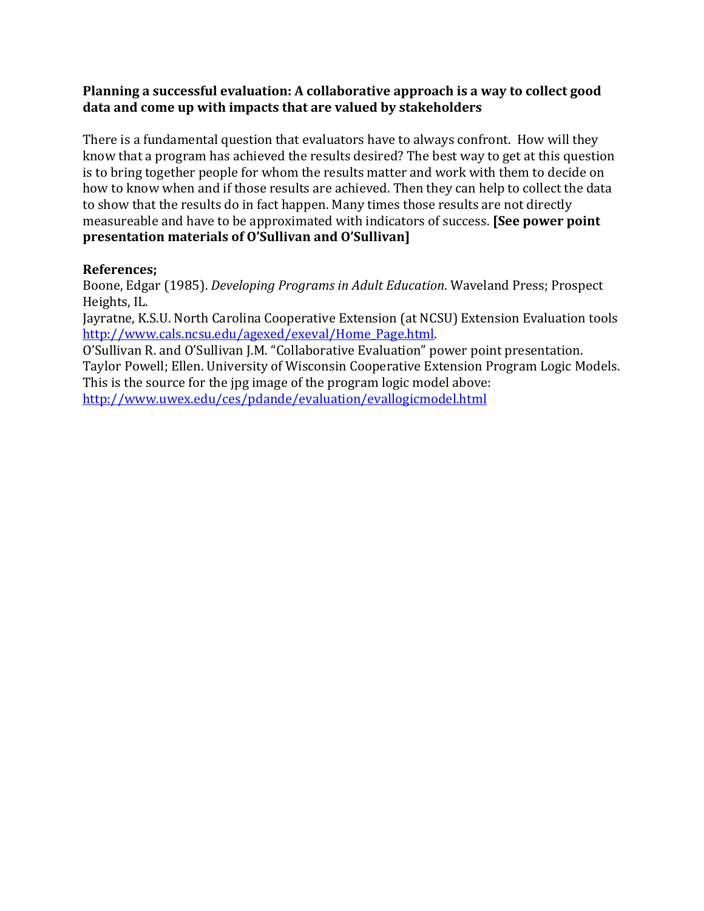**Planning a successful evaluation: A collaborative approach is a way to collect good data and come up with impacts that are valued by stakeholders**

There is a fundamental question that evaluators have to always confront. How will they know that a program has achieved the results desired? The best way to get at this question is to bring together people for whom the results matter and work with them to decide on how to know when and if those results are achieved. Then they can help to collect the data to show that the results do in fact happen. Many times those results are not directly measureable and have to be approximated with indicators of success. **[See power point presentation materials of O'Sullivan and O'Sullivan]**

**References;**

Boone, Edgar (1985). *Developing Programs in Adult Education*. Waveland Press; Prospect Heights, IL.

Jayratne, K.S.U. North Carolina Cooperative Extension (at NCSU) Extension Evaluation tools [http://www.cals.ncsu.edu/agexed/exeval/Home_Page.html](http://www.cals.ncsu.edu/agexed/exeval/Home_Page.html).

O'Sullivan R. and O'Sullivan J.M. "Collaborative Evaluation" power point presentation.

Taylor Powell; Ellen. University of Wisconsin Cooperative Extension Program Logic Models. This is the source for the jpg image of the program logic model above: [http://www.uwex.edu/ces/pdande/evaluation/evallogicmodel.html](http://www.uwex.edu/ces/pdande/evaluation/evallogicmodel.html)